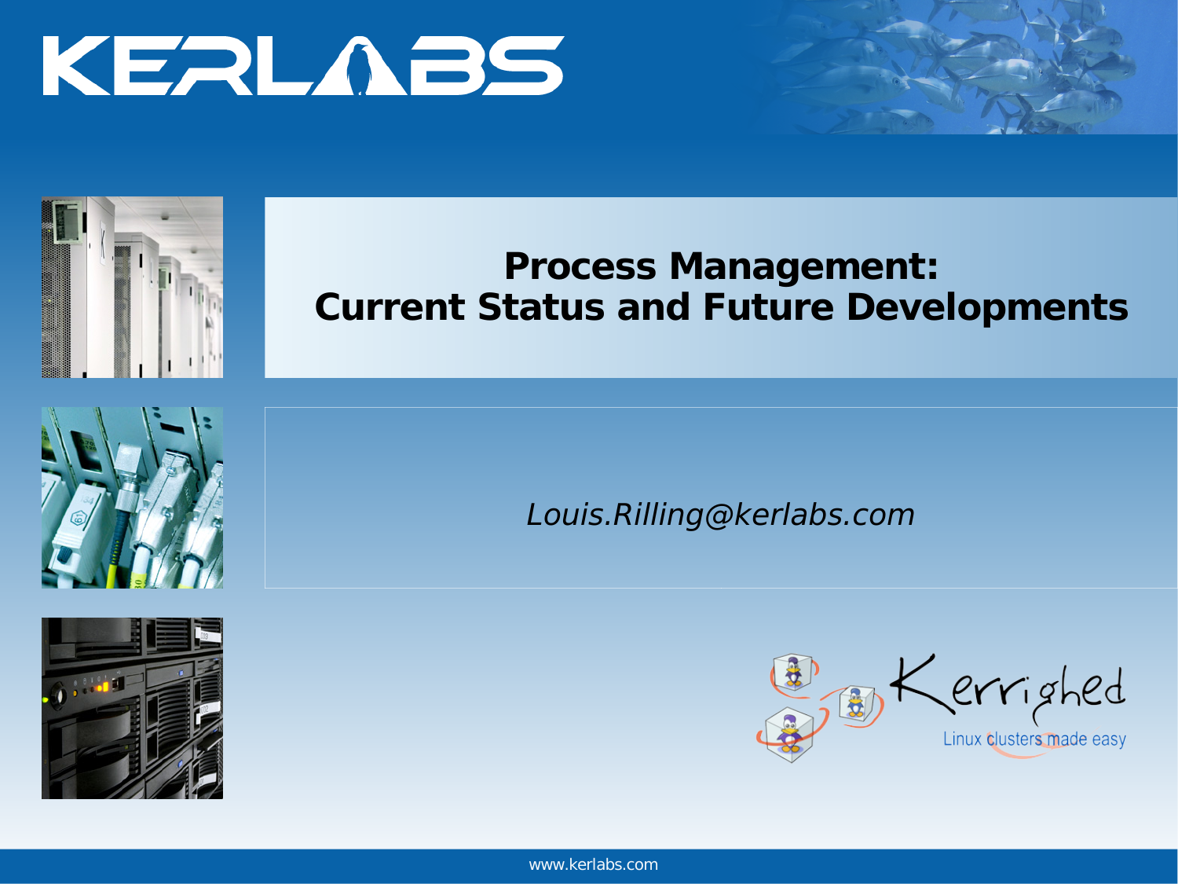# Process Management: Current Status and Future Developments

*Louis.Rilling@kerlabs.com*

Kerrighed

Linux clusters made easy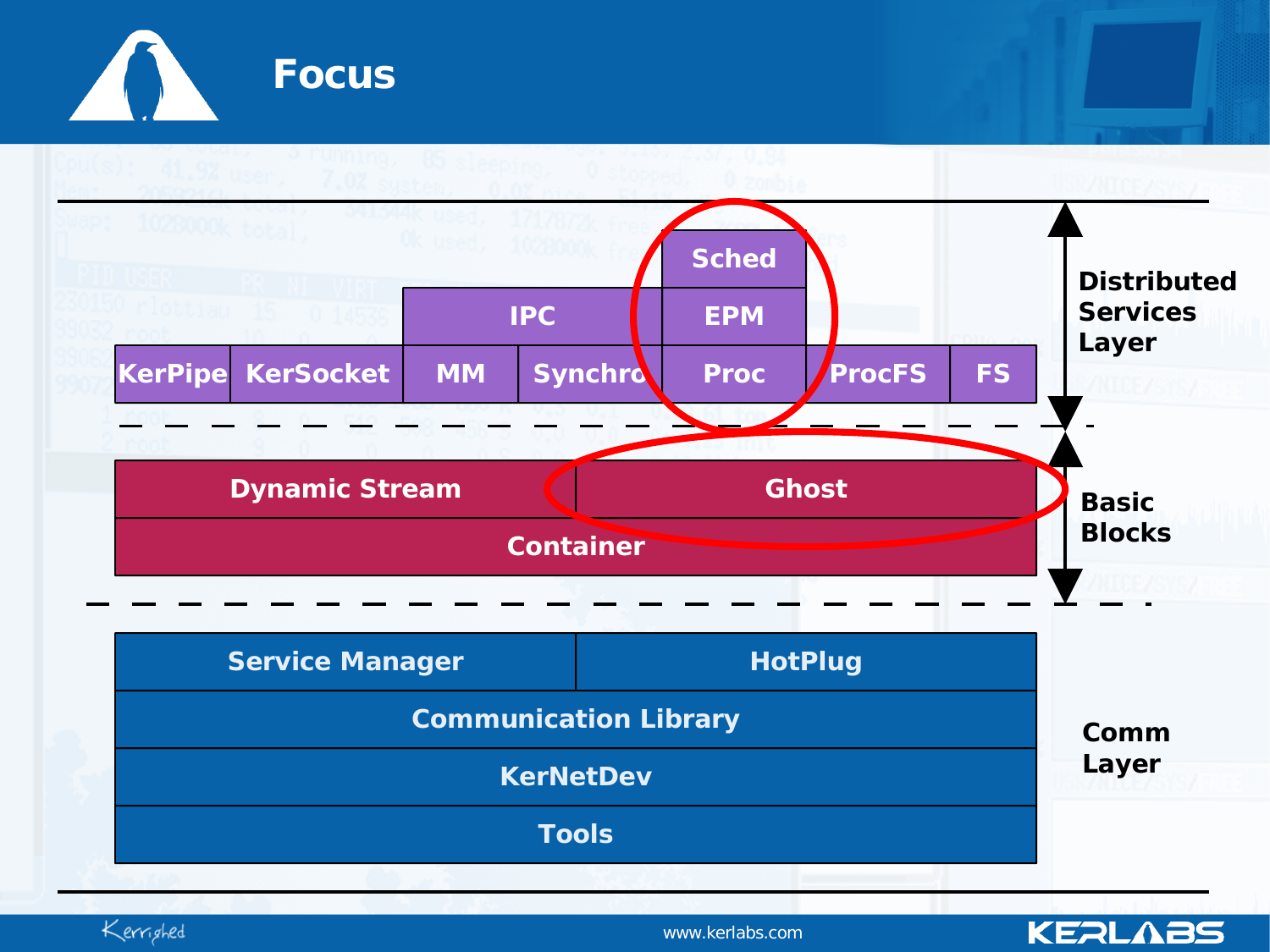# Focus

**Distributed Services Layer**

| | | | | Sched | | |
|---|---|---|---|---|---|---|
| | | IPC | | EPM | | |
| KerPipe | KerSocket | MM | Synchro | Proc | ProcFS | FS |

**Basic Blocks**

| Dynamic Stream | Ghost |
|---|---|
| Container | |

**Comm Layer**

| Service Manager | HotPlug |
|---|---|
| Communication Library | |
| KerNetDev | |
| Tools | |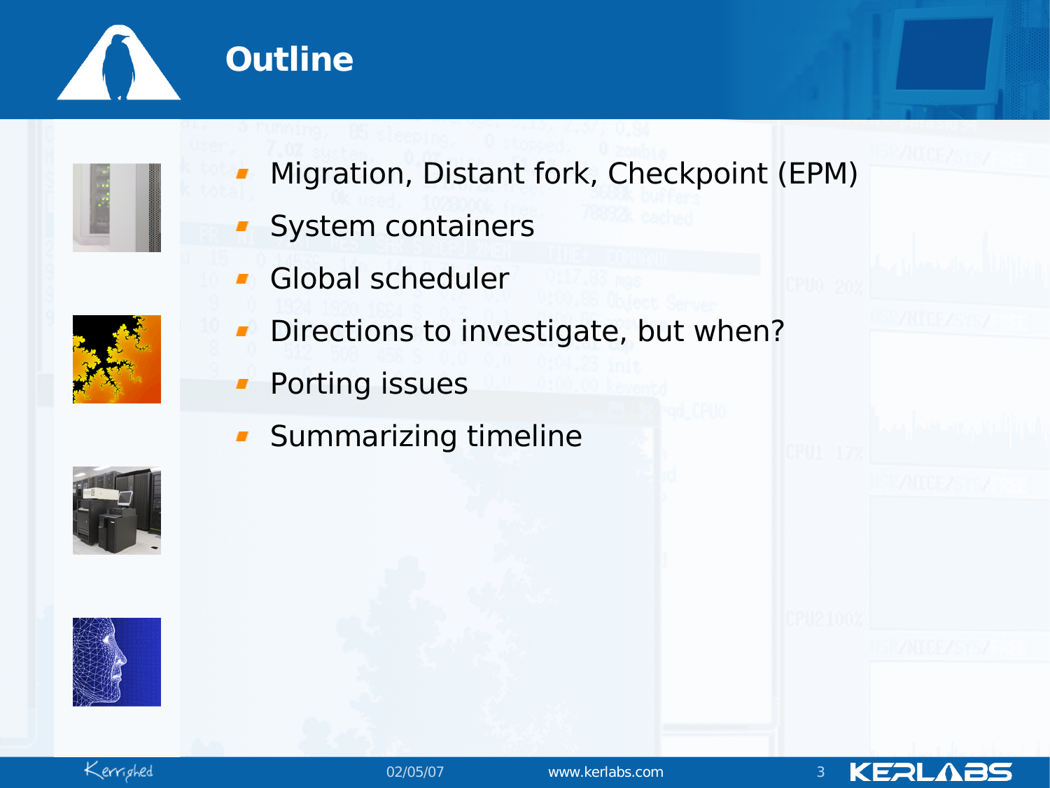# Outline

- Migration, Distant fork, Checkpoint (EPM)
- System containers
- Global scheduler
- Directions to investigate, but when?
- Porting issues
- Summarizing timeline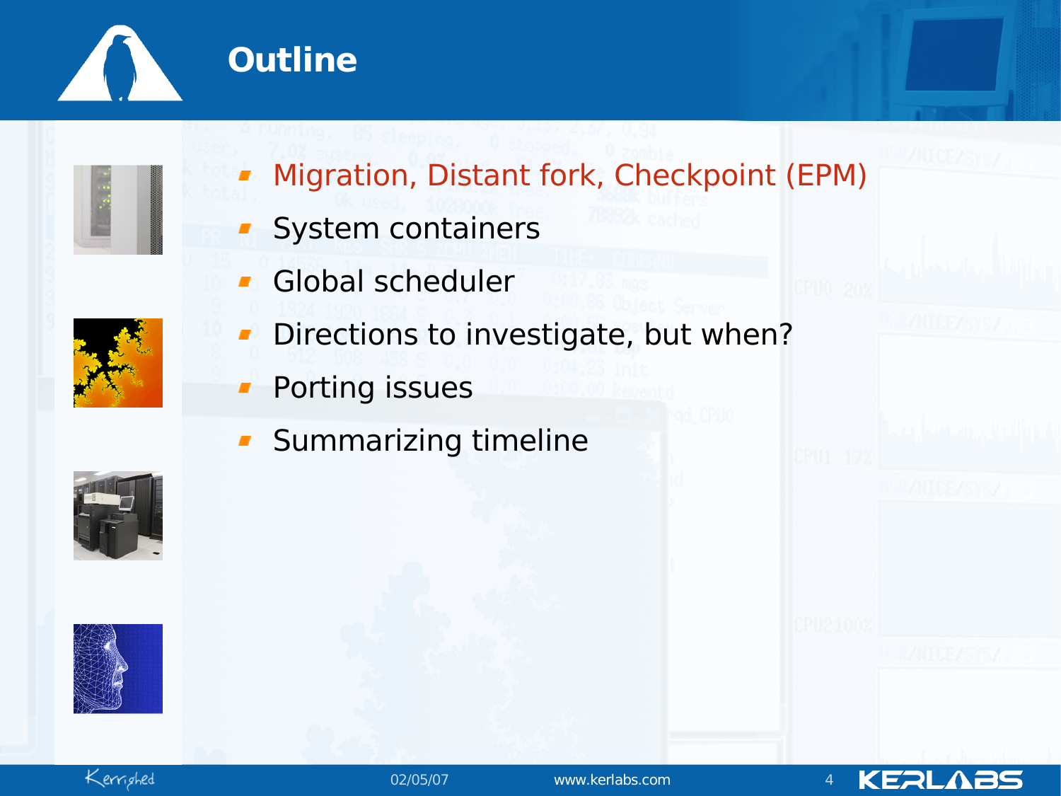# Outline

- Migration, Distant fork, Checkpoint (EPM)
- System containers
- Global scheduler
- Directions to investigate, but when?
- Porting issues
- Summarizing timeline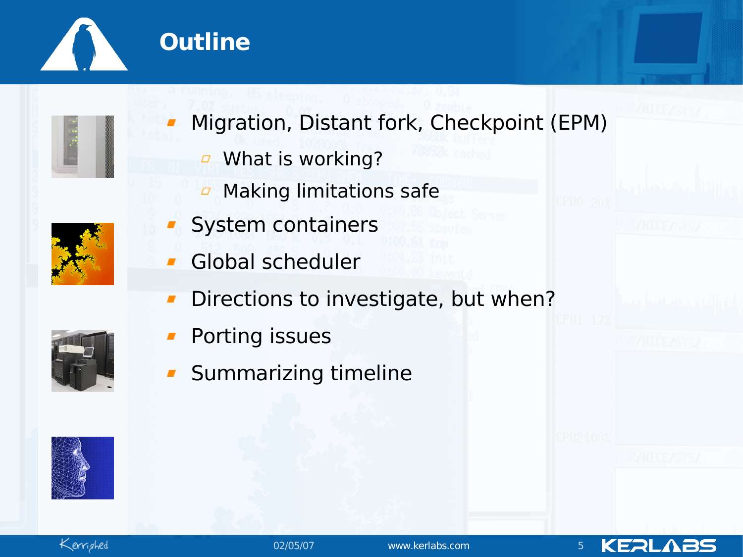# Outline

- Migration, Distant fork, Checkpoint (EPM)
  - What is working?
  - Making limitations safe
- System containers
- Global scheduler
- Directions to investigate, but when?
- Porting issues
- Summarizing timeline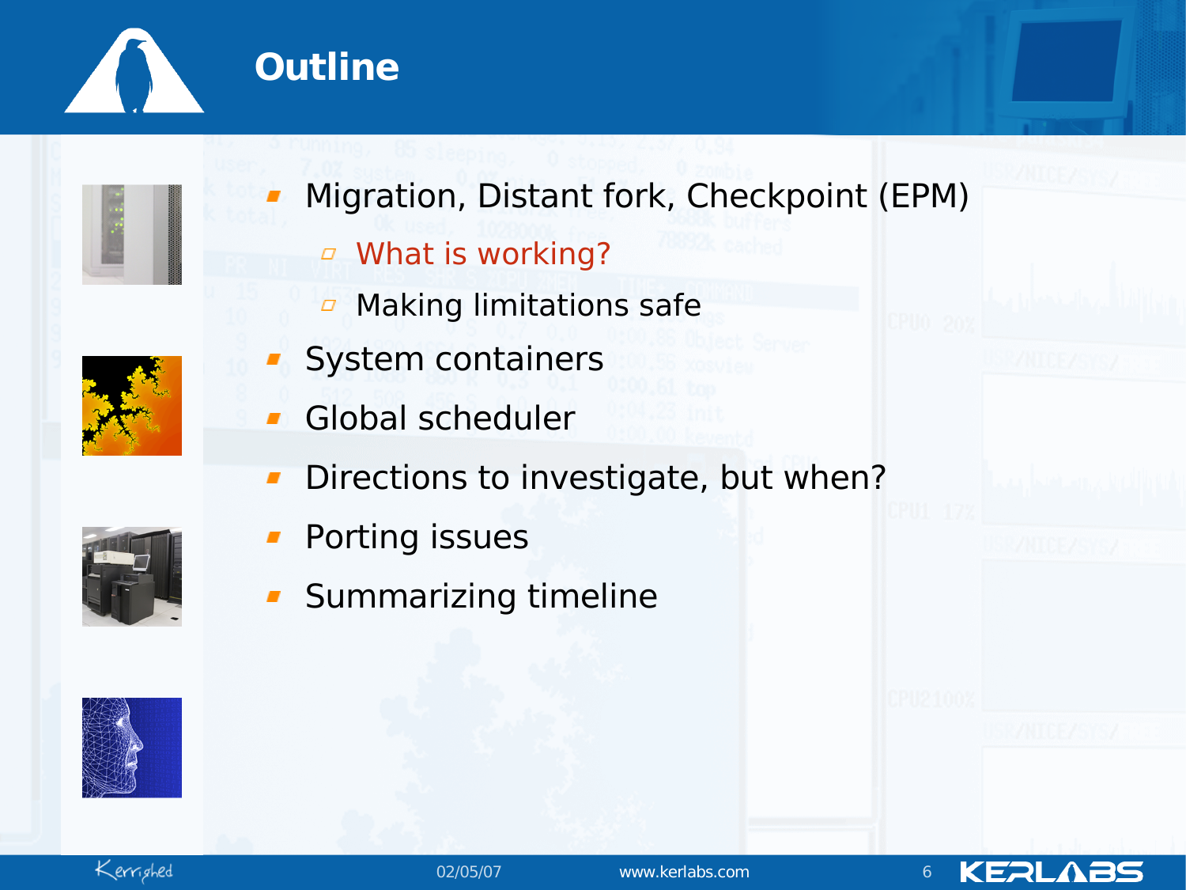# Outline

- Migration, Distant fork, Checkpoint (EPM)
  - What is working?
  - Making limitations safe
- System containers
- Global scheduler
- Directions to investigate, but when?
- Porting issues
- Summarizing timeline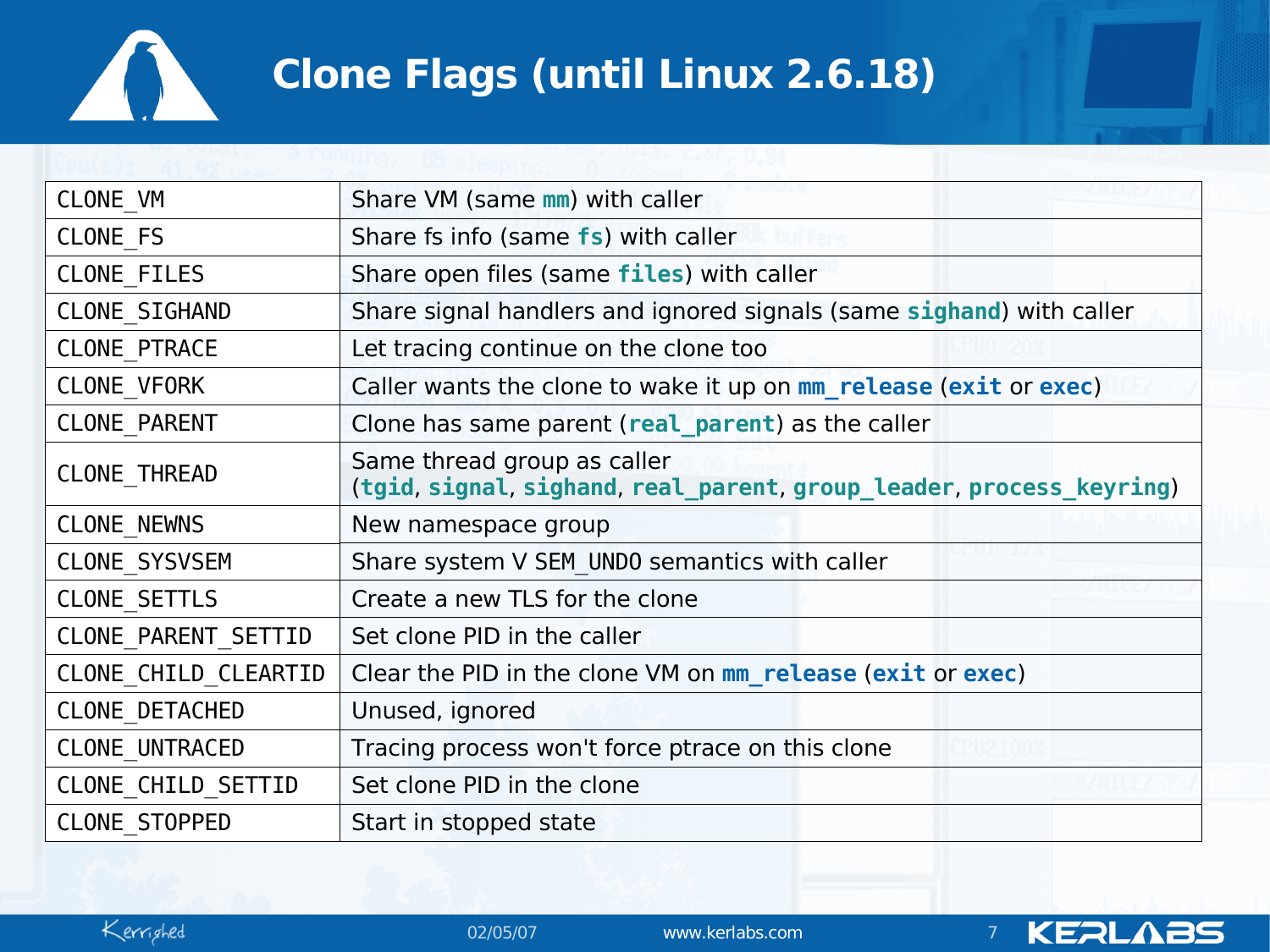# Clone Flags (until Linux 2.6.18)

| | |
|---|---|
| CLONE_VM | Share VM (same **mm**) with caller |
| CLONE_FS | Share fs info (same **fs**) with caller |
| CLONE_FILES | Share open files (same **files**) with caller |
| CLONE_SIGHAND | Share signal handlers and ignored signals (same **sighand**) with caller |
| CLONE_PTRACE | Let tracing continue on the clone too |
| CLONE_VFORK | Caller wants the clone to wake it up on **mm_release** (**exit** or **exec**) |
| CLONE_PARENT | Clone has same parent (**real_parent**) as the caller |
| CLONE_THREAD | Same thread group as caller (**tgid**, **signal**, **sighand**, **real_parent**, **group_leader**, **process_keyring**) |
| CLONE_NEWNS | New namespace group |
| CLONE_SYSVSEM | Share system V SEM_UNDO semantics with caller |
| CLONE_SETTLS | Create a new TLS for the clone |
| CLONE_PARENT_SETTID | Set clone PID in the caller |
| CLONE_CHILD_CLEARTID | Clear the PID in the clone VM on **mm_release** (**exit** or **exec**) |
| CLONE_DETACHED | Unused, ignored |
| CLONE_UNTRACED | Tracing process won't force ptrace on this clone |
| CLONE_CHILD_SETTID | Set clone PID in the clone |
| CLONE_STOPPED | Start in stopped state |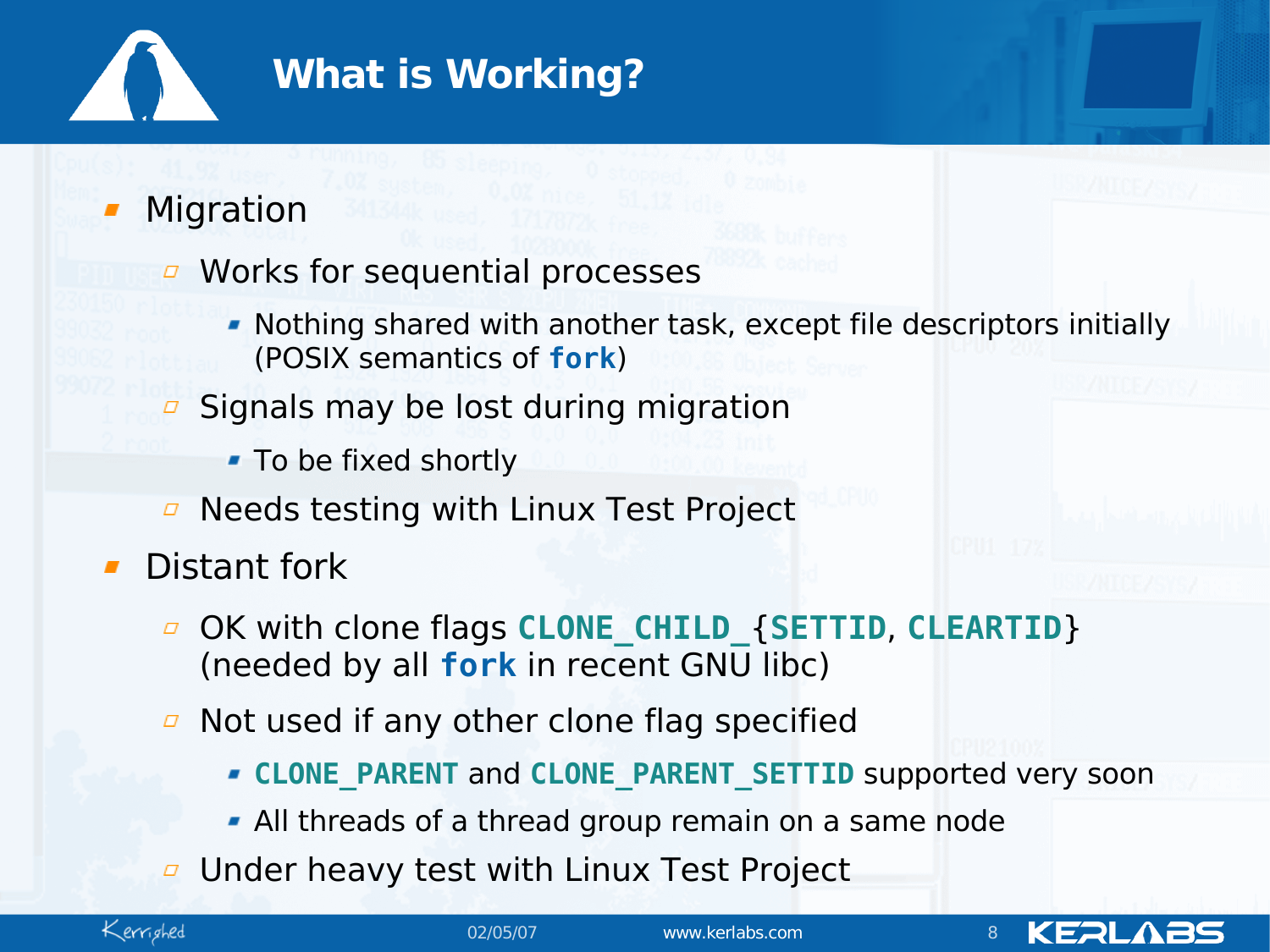# What is Working?

- Migration
  - Works for sequential processes
    - Nothing shared with another task, except file descriptors initially (POSIX semantics of **fork**)
  - Signals may be lost during migration
    - To be fixed shortly
  - Needs testing with Linux Test Project
- Distant fork
  - OK with clone flags **CLONE_CHILD_**{**SETTID**, **CLEARTID**} (needed by all **fork** in recent GNU libc)
  - Not used if any other clone flag specified
    - **CLONE_PARENT** and **CLONE_PARENT_SETTID** supported very soon
    - All threads of a thread group remain on a same node
  - Under heavy test with Linux Test Project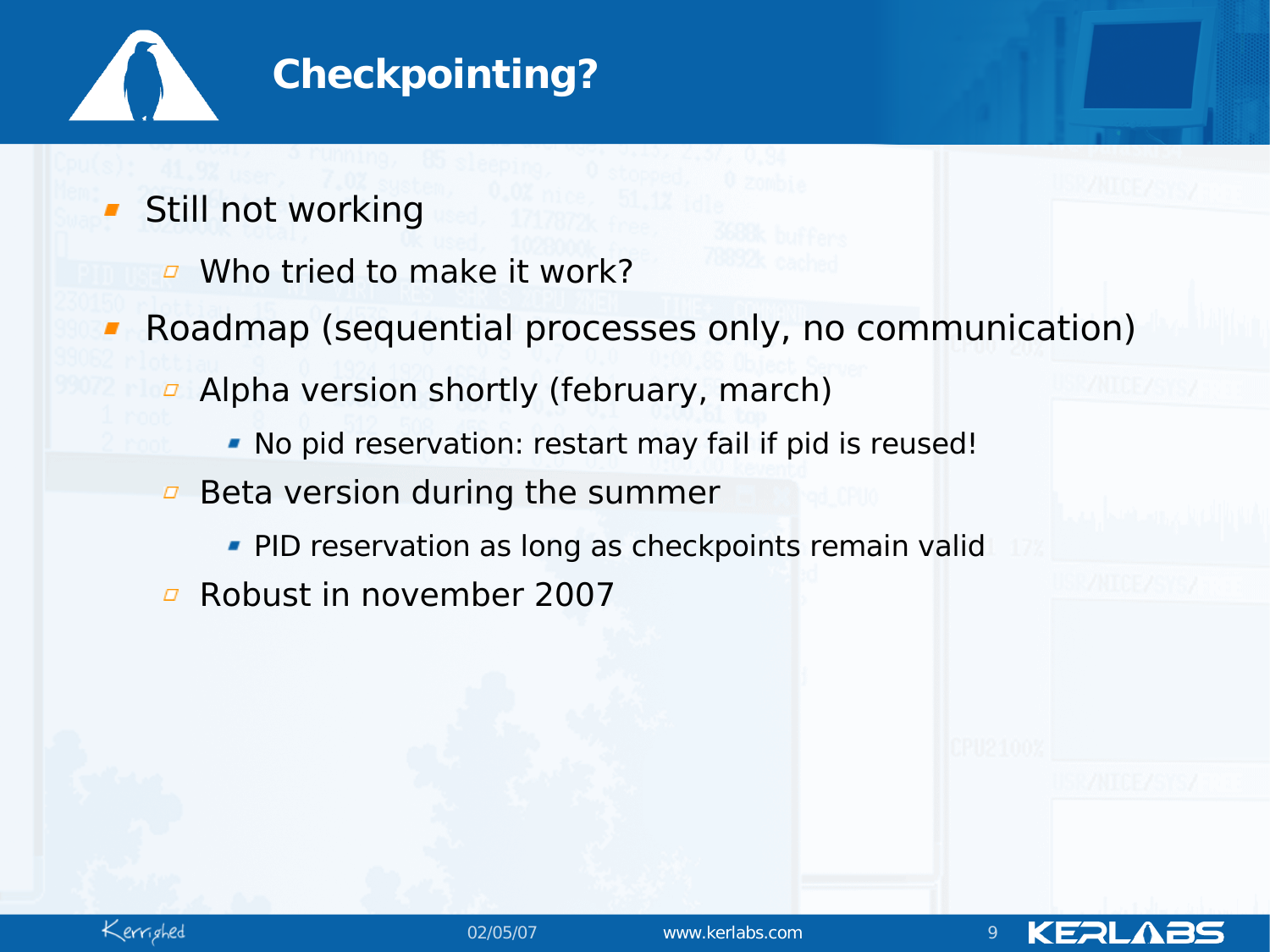# Checkpointing?

- Still not working
  - Who tried to make it work?
- Roadmap (sequential processes only, no communication)
  - Alpha version shortly (february, march)
    - No pid reservation: restart may fail if pid is reused!
  - Beta version during the summer
    - PID reservation as long as checkpoints remain valid
  - Robust in november 2007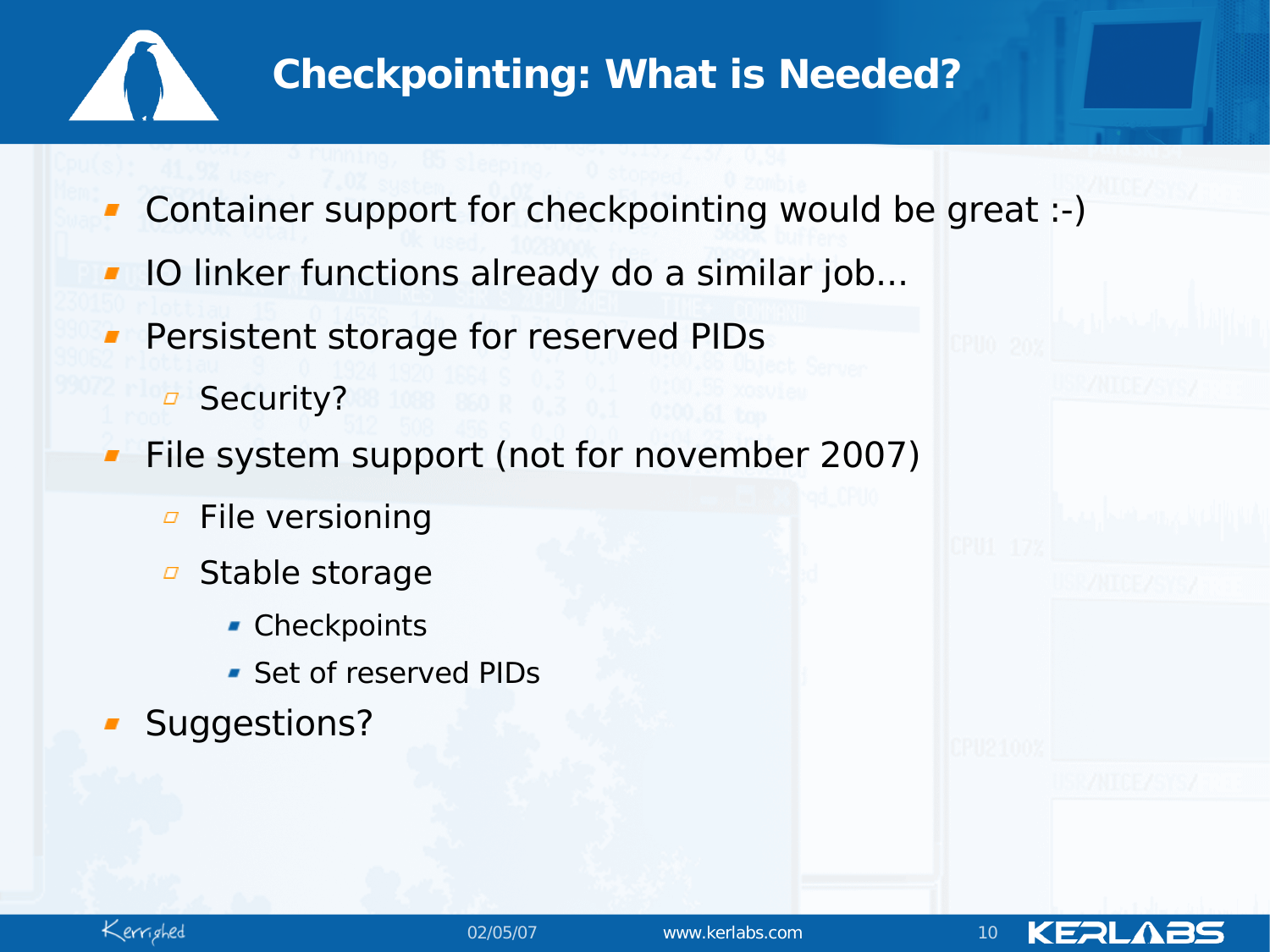# Checkpointing: What is Needed?

- Container support for checkpointing would be great :-)
- IO linker functions already do a similar job...
- Persistent storage for reserved PIDs
  - Security?
- File system support (not for november 2007)
  - File versioning
  - Stable storage
    - Checkpoints
    - Set of reserved PIDs
- Suggestions?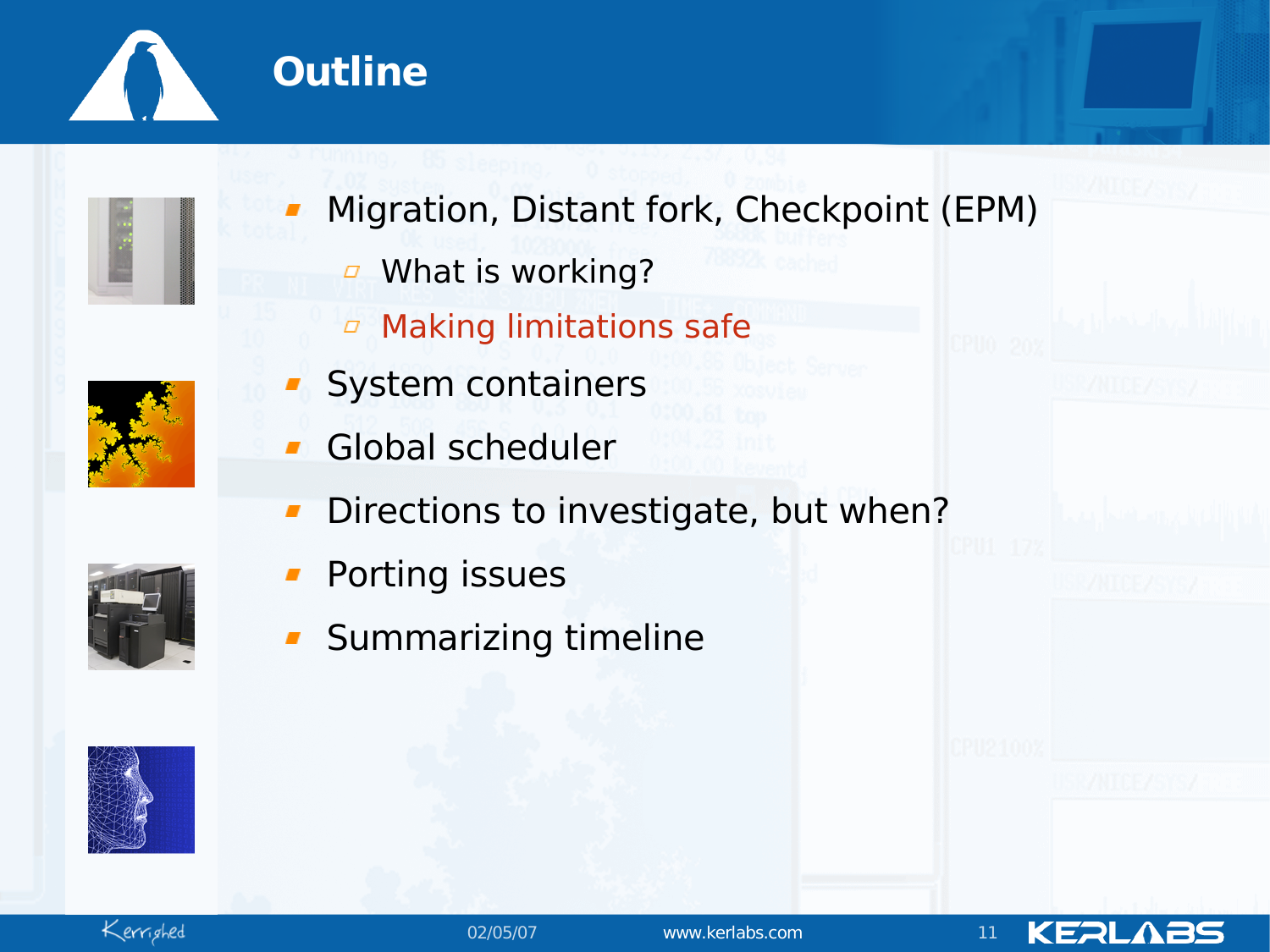# Outline

- Migration, Distant fork, Checkpoint (EPM)
  - What is working?
  - Making limitations safe
- System containers
- Global scheduler
- Directions to investigate, but when?
- Porting issues
- Summarizing timeline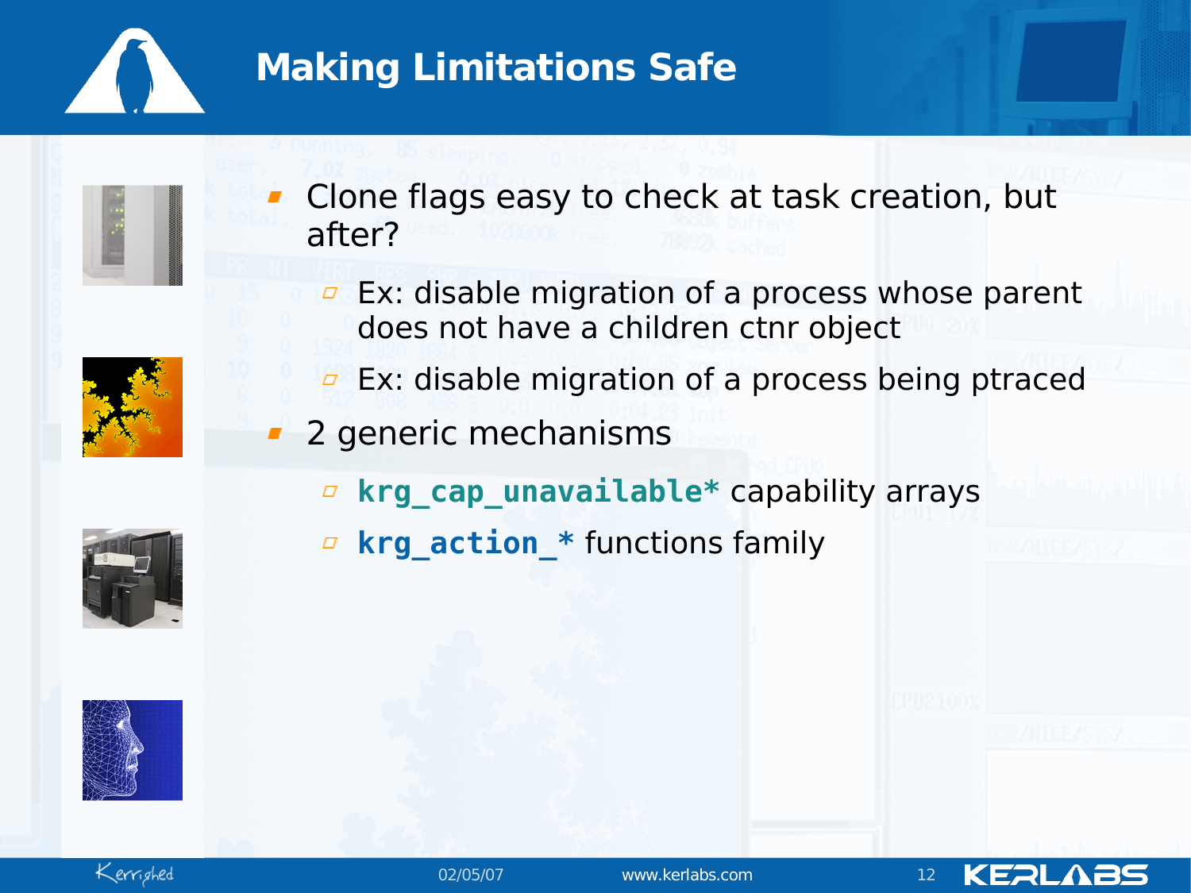# Making Limitations Safe

- Clone flags easy to check at task creation, but after?
  - Ex: disable migration of a process whose parent does not have a children ctnr object
  - Ex: disable migration of a process being ptraced
- 2 generic mechanisms
  - `krg_cap_unavailable*` capability arrays
  - `krg_action_*` functions family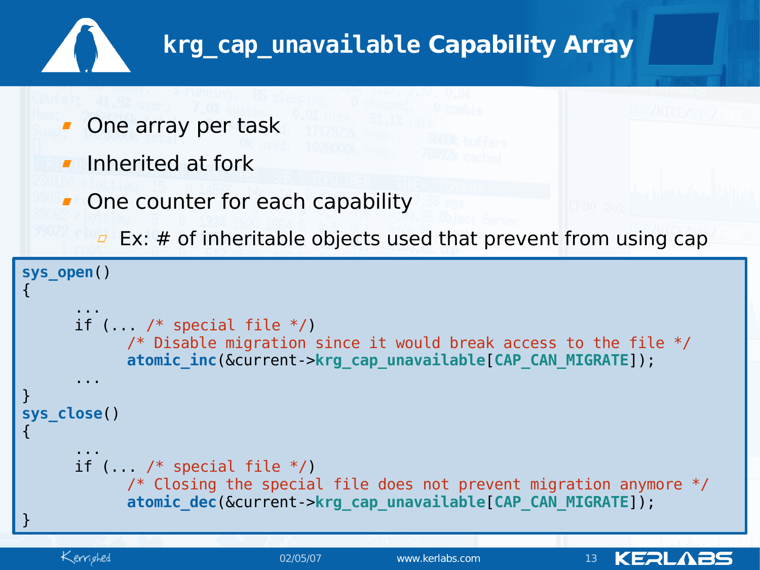# krg_cap_unavailable Capability Array

- One array per task
- Inherited at fork
- One counter for each capability
  - Ex: # of inheritable objects used that prevent from using cap

```
sys_open()
{
      ...
      if (... /* special file */)
            /* Disable migration since it would break access to the file */
            atomic_inc(&current->krg_cap_unavailable[CAP_CAN_MIGRATE]);
      ...
}
sys_close()
{
      ...
      if (... /* special file */)
            /* Closing the special file does not prevent migration anymore */
            atomic_dec(&current->krg_cap_unavailable[CAP_CAN_MIGRATE]);
}
```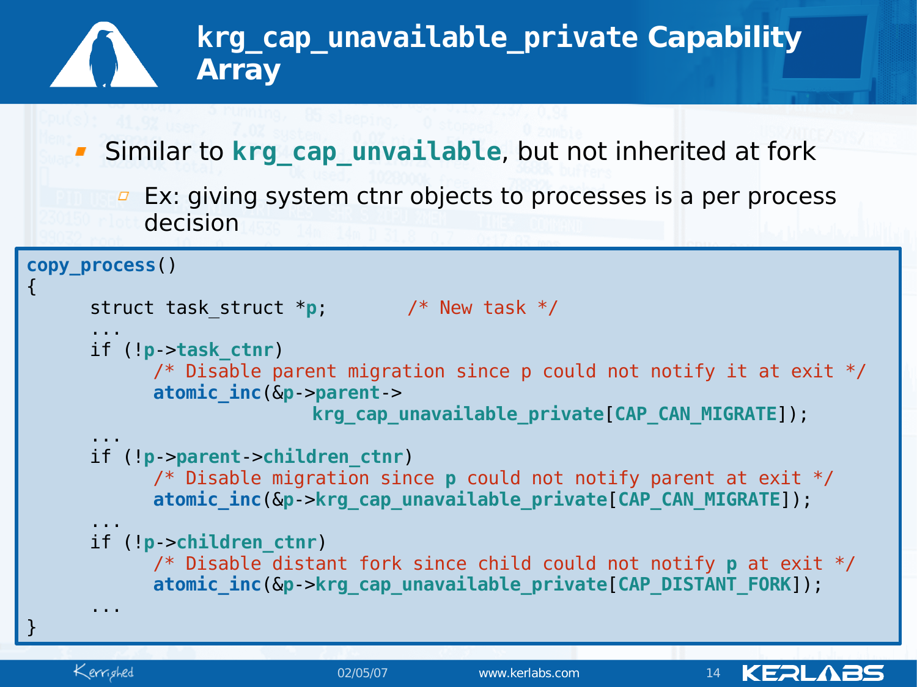# krg_cap_unavailable_private Capability Array

- Similar to **krg_cap_unvailable**, but not inherited at fork
  - Ex: giving system ctnr objects to processes is a per process decision

```
copy_process()
{
      struct task_struct *p;       /* New task */
      ...
      if (!p->task_ctnr)
            /* Disable parent migration since p could not notify it at exit */
            atomic_inc(&p->parent->
                             krg_cap_unavailable_private[CAP_CAN_MIGRATE]);
      ...
      if (!p->parent->children_ctnr)
            /* Disable migration since p could not notify parent at exit */
            atomic_inc(&p->krg_cap_unavailable_private[CAP_CAN_MIGRATE]);
      ...
      if (!p->children_ctnr)
            /* Disable distant fork since child could not notify p at exit */
            atomic_inc(&p->krg_cap_unavailable_private[CAP_DISTANT_FORK]);
      ...
}
```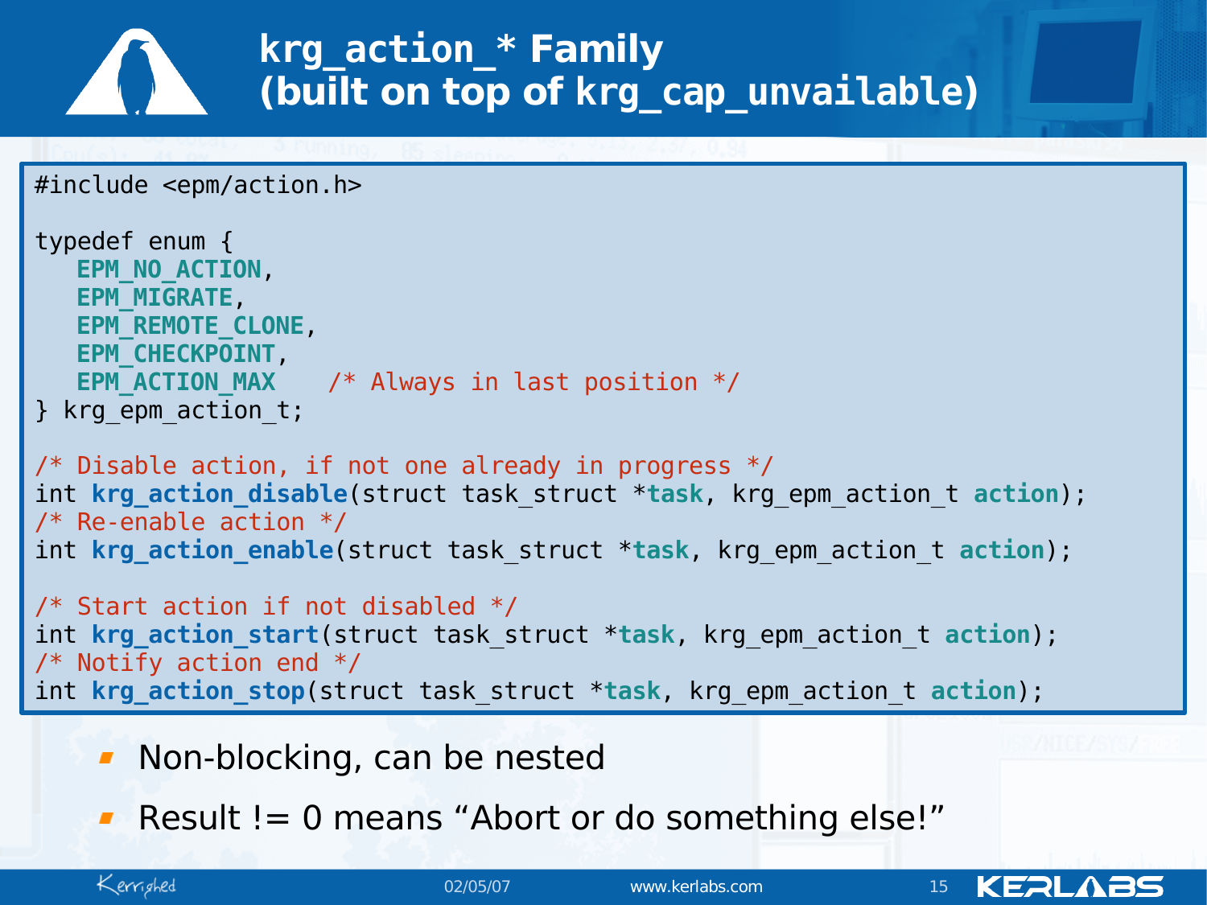# krg_action_* Family (built on top of krg_cap_unvailable)

```c
#include <epm/action.h>

typedef enum {
   EPM_NO_ACTION,
   EPM_MIGRATE,
   EPM_REMOTE_CLONE,
   EPM_CHECKPOINT,
   EPM_ACTION_MAX    /* Always in last position */
} krg_epm_action_t;

/* Disable action, if not one already in progress */
int krg_action_disable(struct task_struct *task, krg_epm_action_t action);
/* Re-enable action */
int krg_action_enable(struct task_struct *task, krg_epm_action_t action);

/* Start action if not disabled */
int krg_action_start(struct task_struct *task, krg_epm_action_t action);
/* Notify action end */
int krg_action_stop(struct task_struct *task, krg_epm_action_t action);
```

- Non-blocking, can be nested
- Result != 0 means “Abort or do something else!”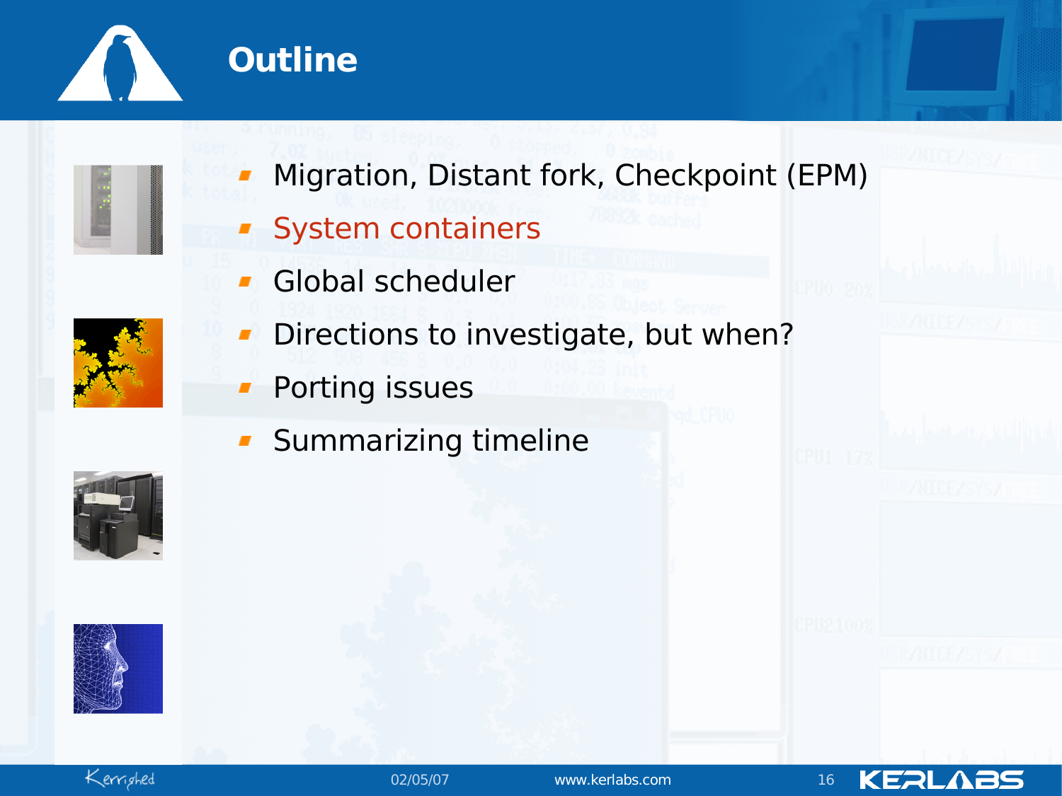# Outline

- Migration, Distant fork, Checkpoint (EPM)
- System containers
- Global scheduler
- Directions to investigate, but when?
- Porting issues
- Summarizing timeline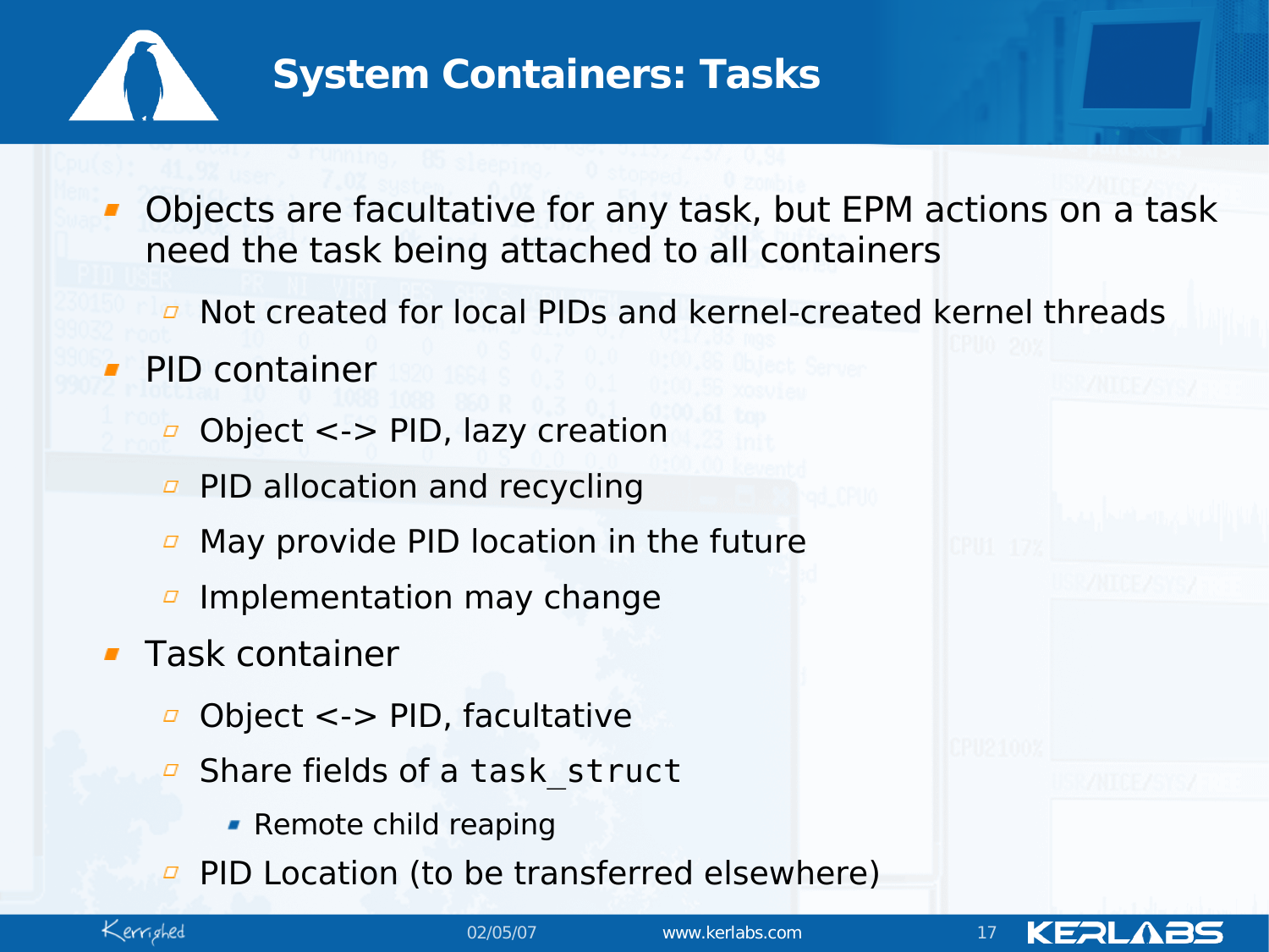# System Containers: Tasks

- Objects are facultative for any task, but EPM actions on a task need the task being attached to all containers
  - Not created for local PIDs and kernel-created kernel threads
- PID container
  - Object <-> PID, lazy creation
  - PID allocation and recycling
  - May provide PID location in the future
  - Implementation may change
- Task container
  - Object <-> PID, facultative
  - Share fields of a `task_struct`
    - Remote child reaping
  - PID Location (to be transferred elsewhere)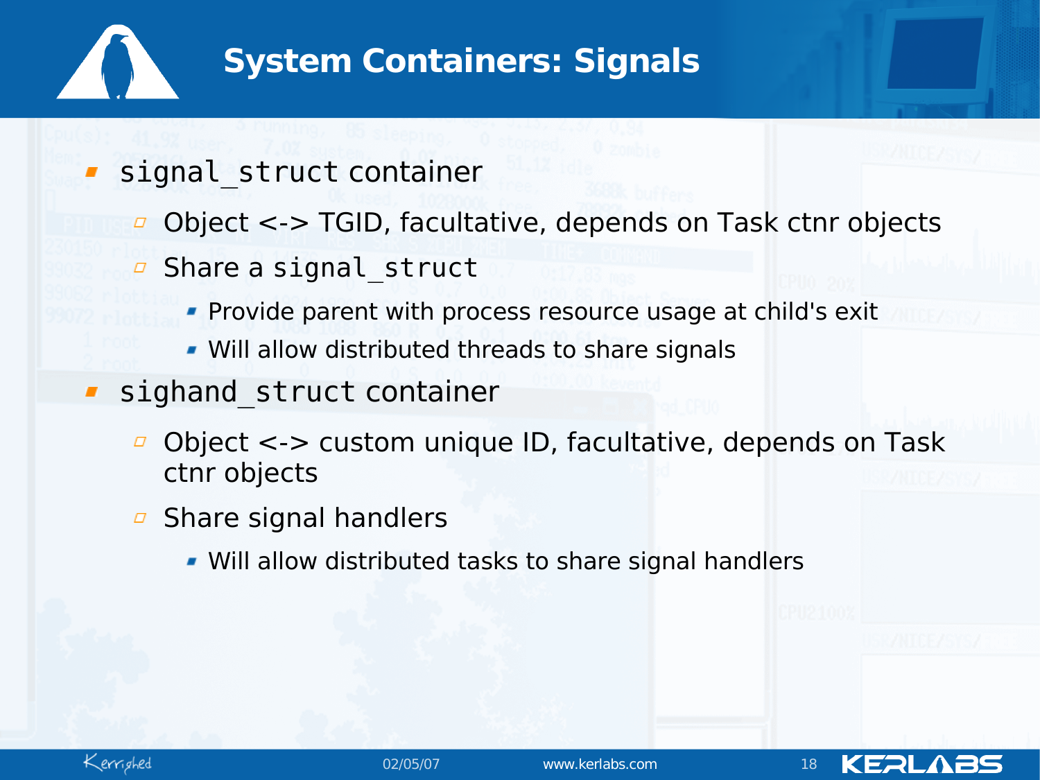# System Containers: Signals

- `signal_struct` container
  - Object <-> TGID, facultative, depends on Task ctnr objects
  - Share a `signal_struct`
    - Provide parent with process resource usage at child's exit
    - Will allow distributed threads to share signals
- `sighand_struct` container
  - Object <-> custom unique ID, facultative, depends on Task ctnr objects
  - Share signal handlers
    - Will allow distributed tasks to share signal handlers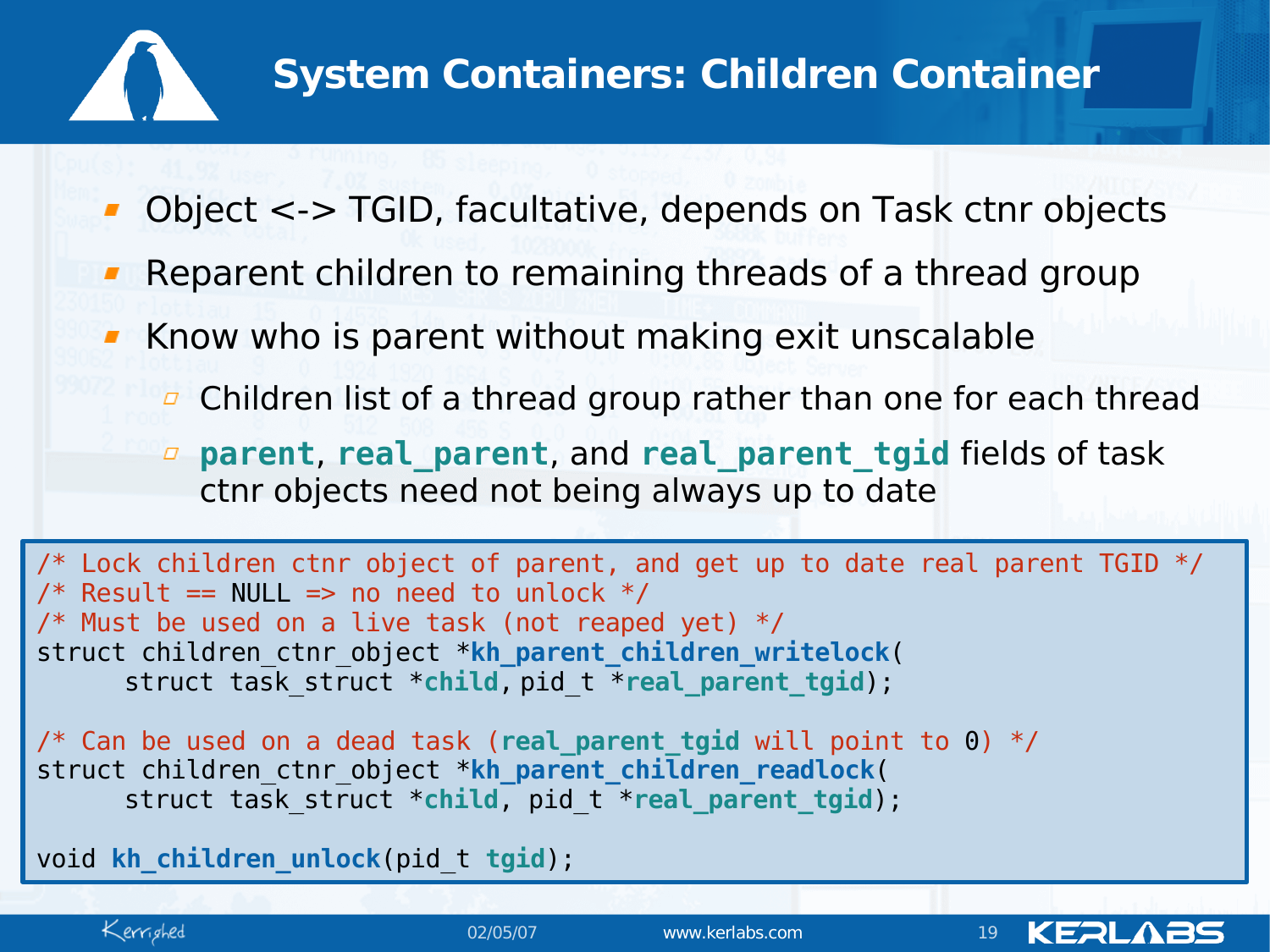# System Containers: Children Container

- Object <-> TGID, facultative, depends on Task ctnr objects
- Reparent children to remaining threads of a thread group
- Know who is parent without making exit unscalable
  - Children list of a thread group rather than one for each thread
  - **parent**, **real_parent**, and **real_parent_tgid** fields of task ctnr objects need not being always up to date

```
/* Lock children ctnr object of parent, and get up to date real parent TGID */
/* Result == NULL => no need to unlock */
/* Must be used on a live task (not reaped yet) */
struct children_ctnr_object *kh_parent_children_writelock(
      struct task_struct *child, pid_t *real_parent_tgid);

/* Can be used on a dead task (real_parent_tgid will point to 0) */
struct children_ctnr_object *kh_parent_children_readlock(
      struct task_struct *child, pid_t *real_parent_tgid);

void kh_children_unlock(pid_t tgid);
```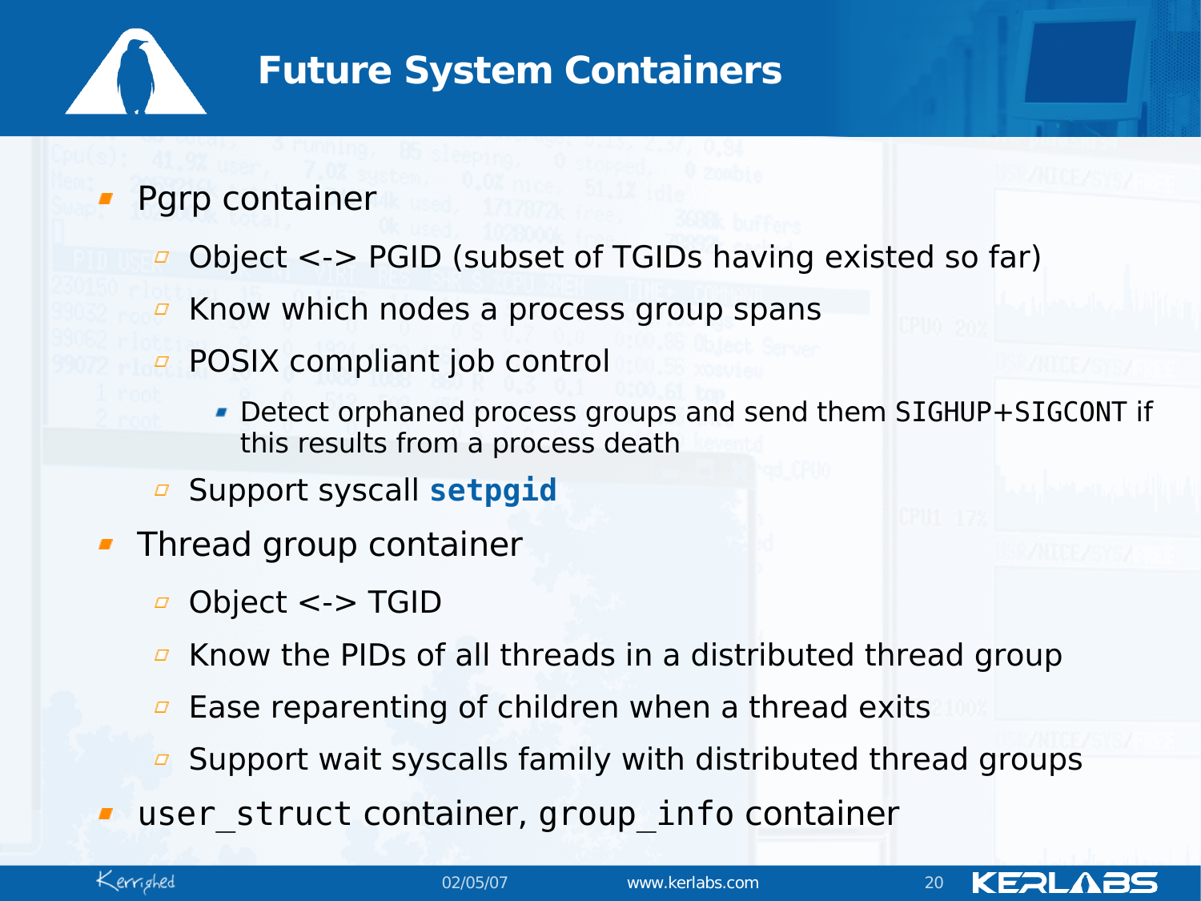# Future System Containers

- Pgrp container
  - Object <-> PGID (subset of TGIDs having existed so far)
  - Know which nodes a process group spans
  - POSIX compliant job control
    - Detect orphaned process groups and send them `SIGHUP+SIGCONT` if this results from a process death
  - Support syscall **`setpgid`**
- Thread group container
  - Object <-> TGID
  - Know the PIDs of all threads in a distributed thread group
  - Ease reparenting of children when a thread exits
  - Support wait syscalls family with distributed thread groups
- `user_struct` container, `group_info` container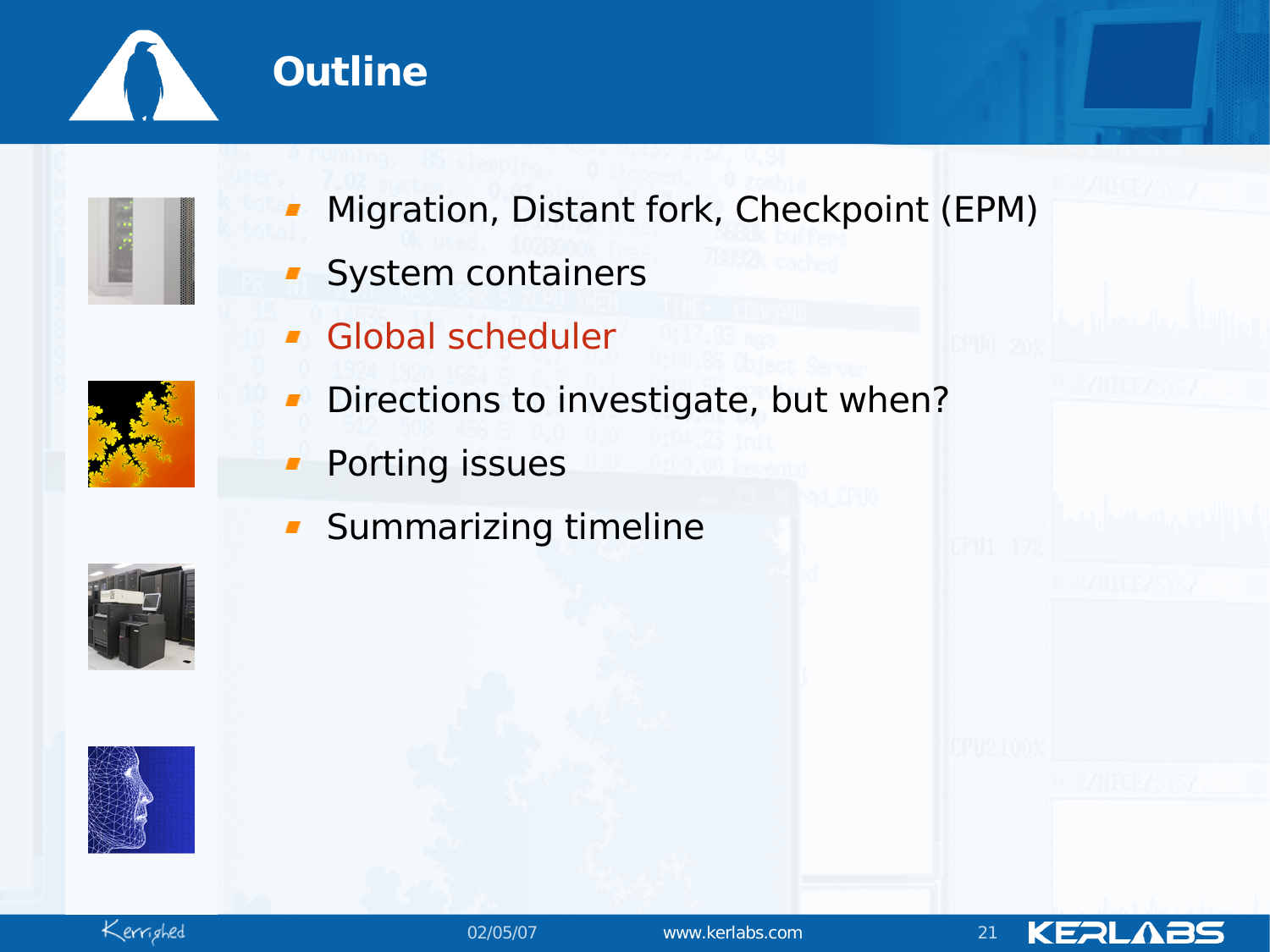# Outline

- Migration, Distant fork, Checkpoint (EPM)
- System containers
- Global scheduler
- Directions to investigate, but when?
- Porting issues
- Summarizing timeline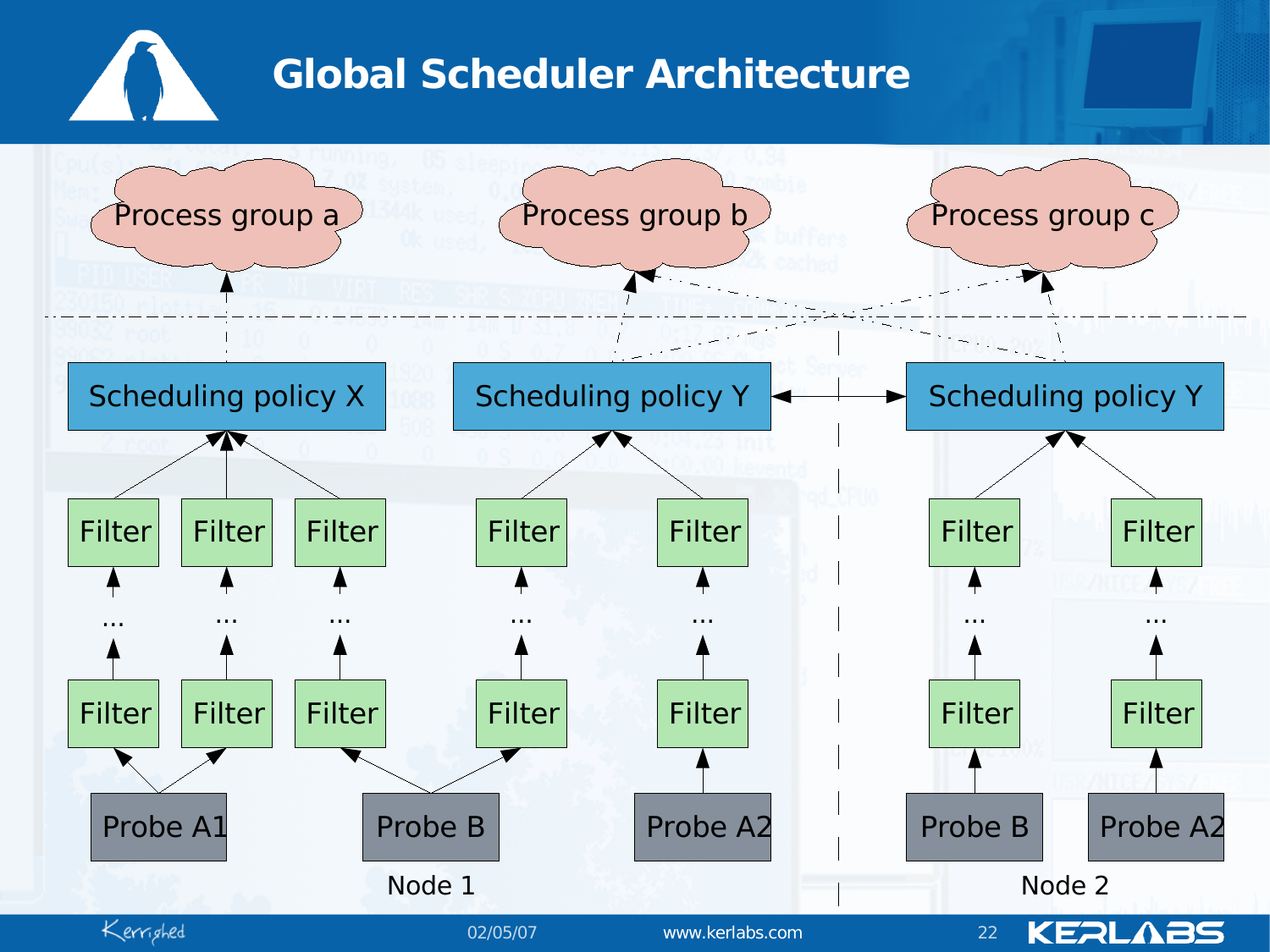# Global Scheduler Architecture

Process group a

Process group b

Process group c

Scheduling policy X

Scheduling policy Y

Scheduling policy Y

Filter Filter Filter Filter Filter Filter Filter

...

Filter Filter Filter Filter Filter Filter Filter

Probe A1

Probe B

Probe A2

Probe B

Probe A2

Node 1

Node 2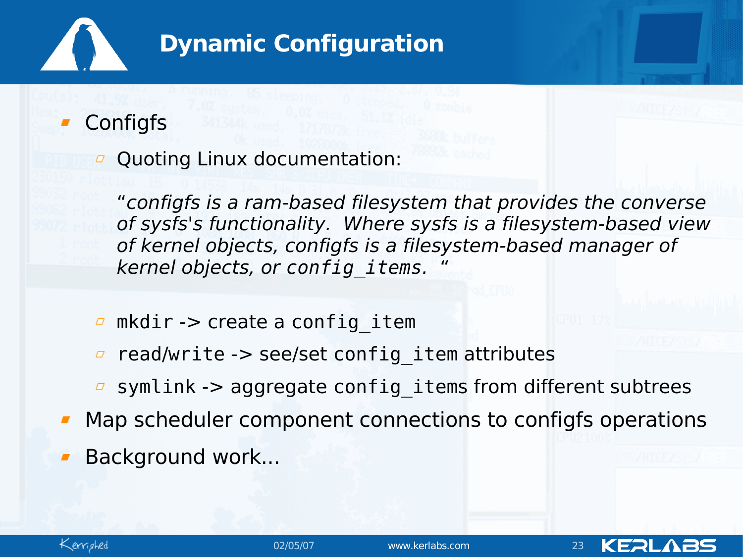# Dynamic Configuration

- Configfs
  - Quoting Linux documentation:

    *“configfs is a ram-based filesystem that provides the converse of sysfs's functionality. Where sysfs is a filesystem-based view of kernel objects, configfs is a filesystem-based manager of kernel objects, or `config_items`. “*

  - `mkdir` -> create a `config_item`
  - `read`/`write` -> see/set `config_item` attributes
  - `symlink` -> aggregate `config_items` from different subtrees
- Map scheduler component connections to configfs operations
- Background work...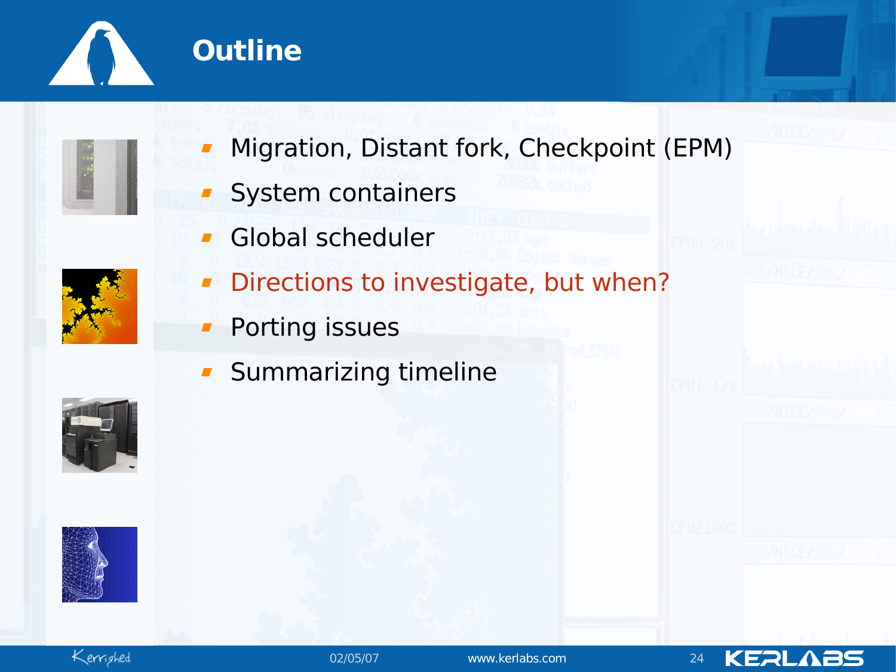# Outline

- Migration, Distant fork, Checkpoint (EPM)
- System containers
- Global scheduler
- Directions to investigate, but when?
- Porting issues
- Summarizing timeline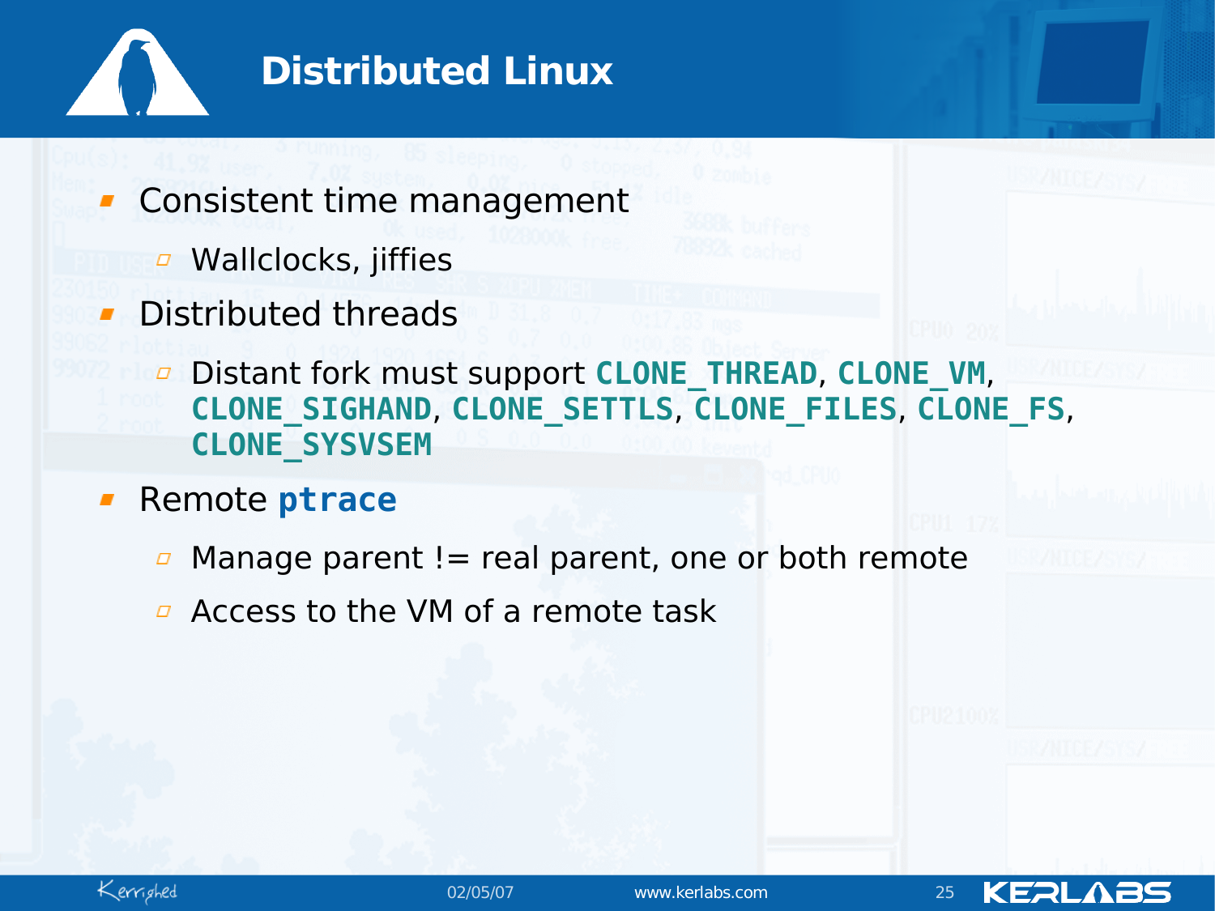# Distributed Linux

- Consistent time management
  - Wallclocks, jiffies
- Distributed threads
  - Distant fork must support `CLONE_THREAD`, `CLONE_VM`, `CLONE_SIGHAND`, `CLONE_SETTLS`, `CLONE_FILES`, `CLONE_FS`, `CLONE_SYSVSEM`
- Remote `ptrace`
  - Manage parent != real parent, one or both remote
  - Access to the VM of a remote task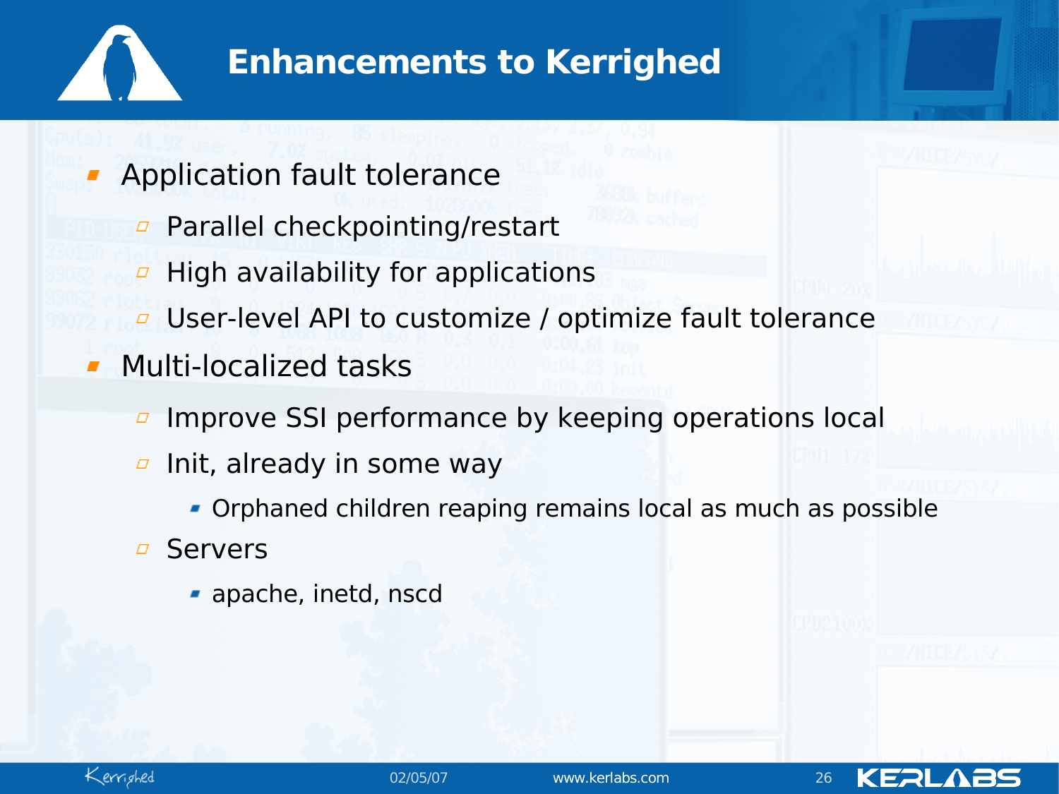# Enhancements to Kerrighed

- Application fault tolerance
  - Parallel checkpointing/restart
  - High availability for applications
  - User-level API to customize / optimize fault tolerance
- Multi-localized tasks
  - Improve SSI performance by keeping operations local
  - Init, already in some way
    - Orphaned children reaping remains local as much as possible
  - Servers
    - apache, inetd, nscd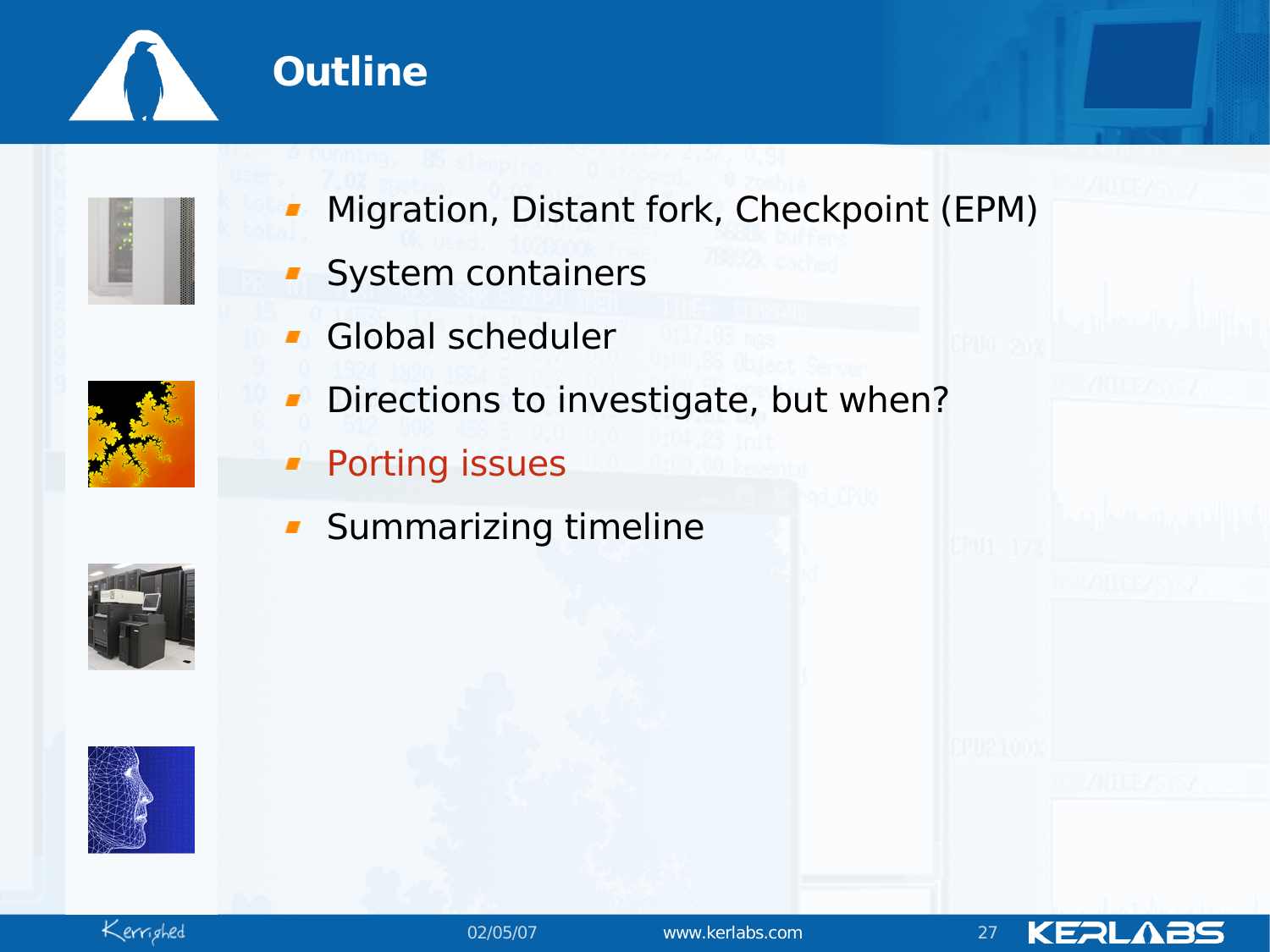# Outline

- Migration, Distant fork, Checkpoint (EPM)
- System containers
- Global scheduler
- Directions to investigate, but when?
- Porting issues
- Summarizing timeline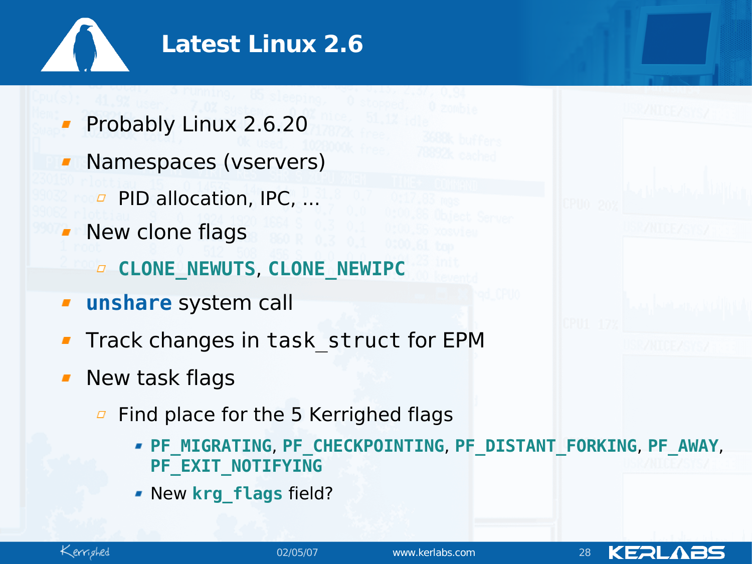# Latest Linux 2.6

- Probably Linux 2.6.20
- Namespaces (vservers)
  - PID allocation, IPC, ...
- New clone flags
  - **`CLONE_NEWUTS`**, **`CLONE_NEWIPC`**
- **`unshare`** system call
- Track changes in `task_struct` for EPM
- New task flags
  - Find place for the 5 Kerrighed flags
    - **`PF_MIGRATING`**, **`PF_CHECKPOINTING`**, **`PF_DISTANT_FORKING`**, **`PF_AWAY`**, **`PF_EXIT_NOTIFYING`**
    - New **`krg_flags`** field?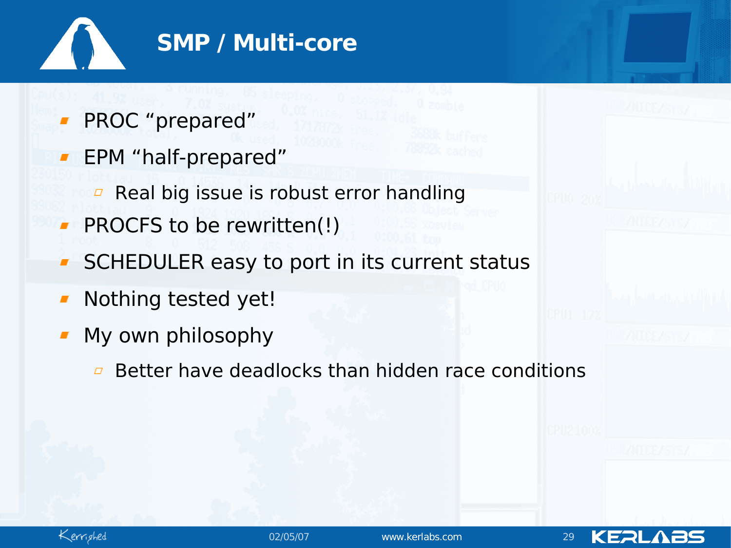# SMP / Multi-core

- PROC “prepared”
- EPM “half-prepared”
  - Real big issue is robust error handling
- PROCFS to be rewritten(!)
- SCHEDULER easy to port in its current status
- Nothing tested yet!
- My own philosophy
  - Better have deadlocks than hidden race conditions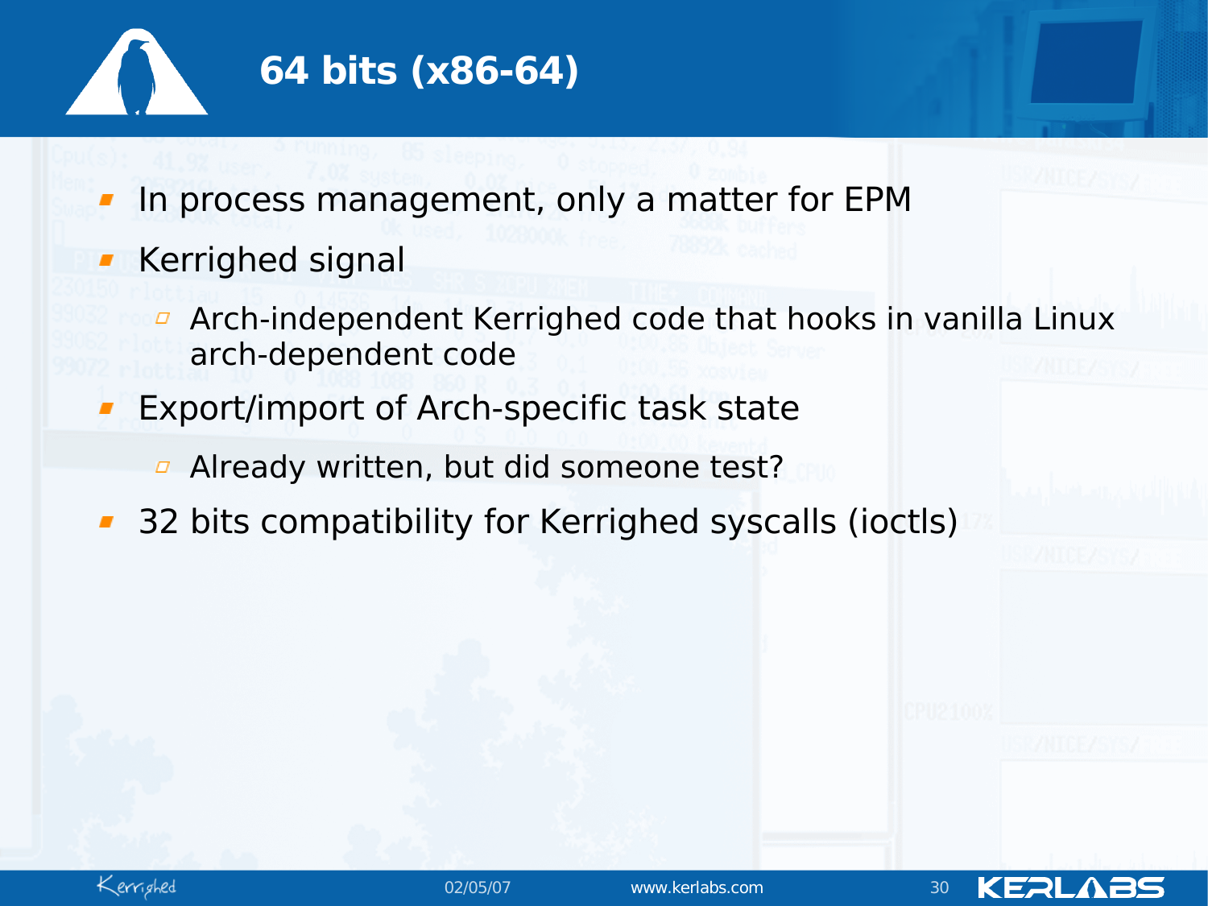# 64 bits (x86-64)

- In process management, only a matter for EPM
- Kerrighed signal
  - Arch-independent Kerrighed code that hooks in vanilla Linux arch-dependent code
- Export/import of Arch-specific task state
  - Already written, but did someone test?
- 32 bits compatibility for Kerrighed syscalls (ioctls)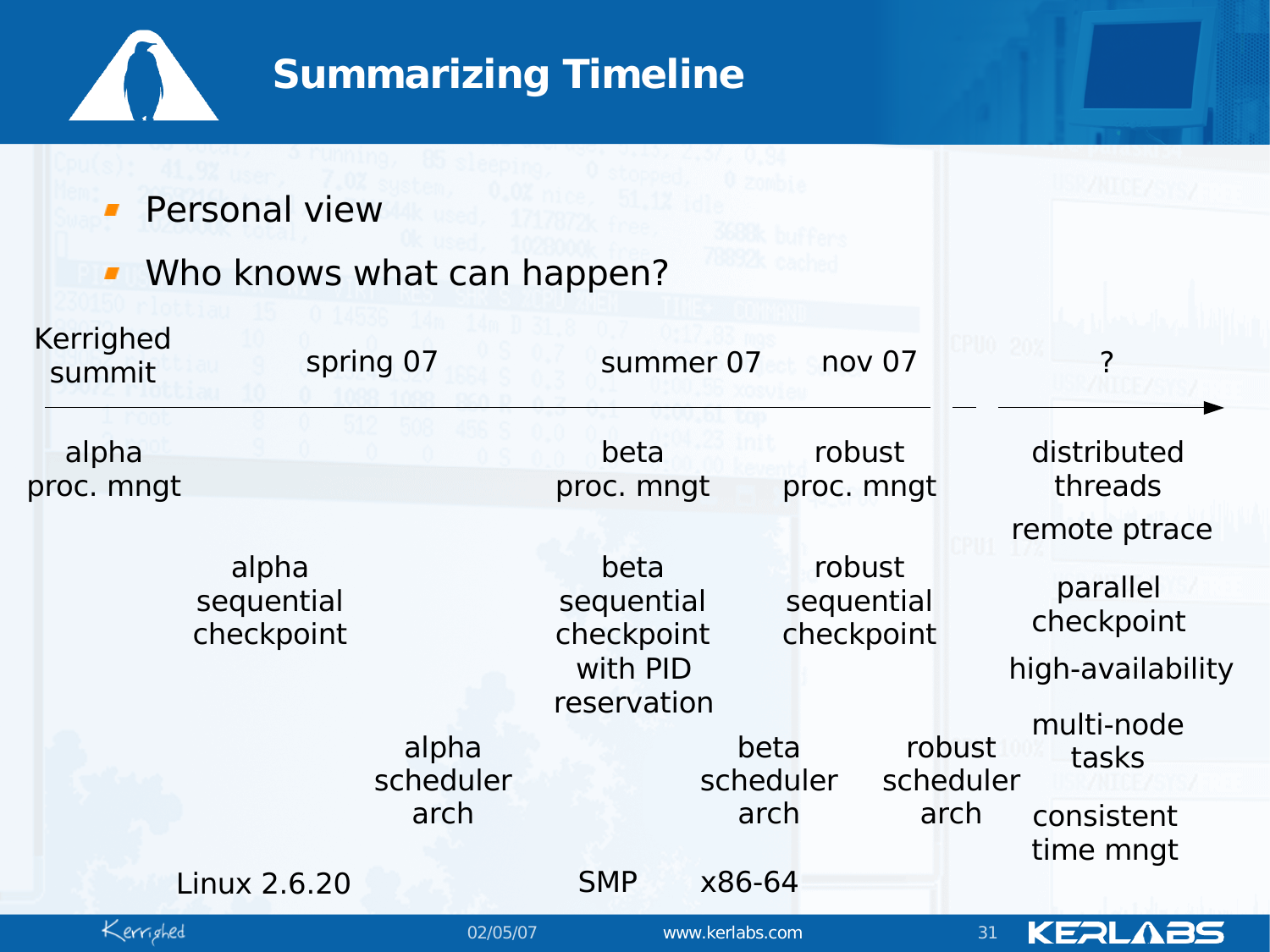# Summarizing Timeline

- Personal view
- Who knows what can happen?

Kerrighed summit

spring 07

summer 07

nov 07

?

alpha proc. mngt

beta proc. mngt

robust proc. mngt

distributed threads

remote ptrace

alpha sequential checkpoint

beta sequential checkpoint with PID reservation

robust sequential checkpoint

parallel checkpoint

high-availability

alpha scheduler arch

beta scheduler arch

robust scheduler arch

multi-node tasks

consistent time mngt

Linux 2.6.20

SMP

x86-64